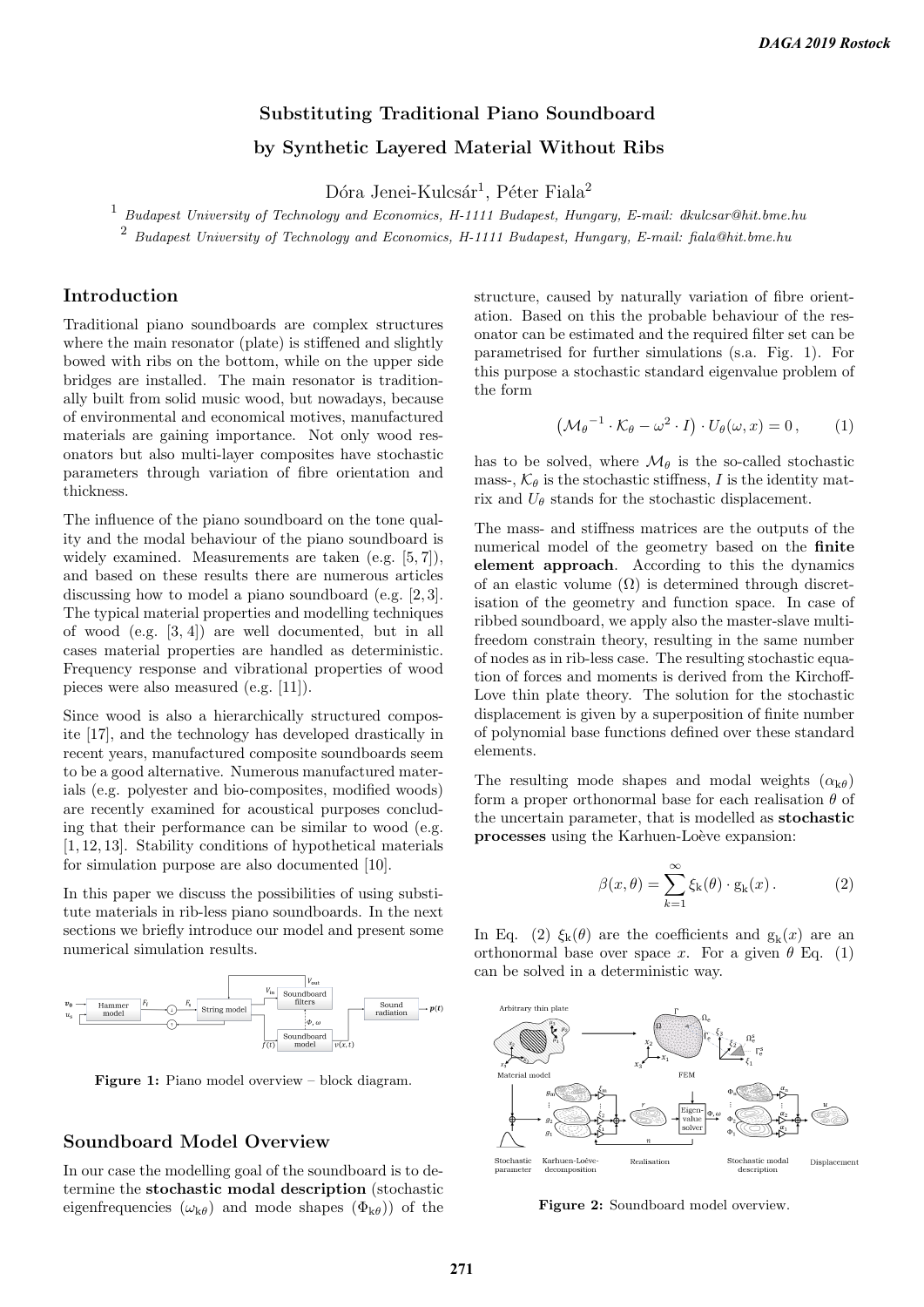# Substituting Traditional Piano Soundboard by Synthetic Layered Material Without Ribs

Dóra Jenei-Kulcsár[1], Péter Fiala[2]

[1] Budapest University of Technology and Economics, H-1111 Budapest, Hungary, E-mail: dkulcsar@hit.bme.hu

[2] Budapest University of Technology and Economics, H-1111 Budapest, Hungary, E-mail: fiala@hit.bme.hu

## Introduction

Traditional piano soundboards are complex structures where the main resonator (plate) is stiffened and slightly bowed with ribs on the bottom, while on the upper side bridges are installed. The main resonator is traditionally built from solid music wood, but nowadays, because of environmental and economical motives, manufactured materials are gaining importance. Not only wood resonators but also multi-layer composites have stochastic parameters through variation of fibre orientation and thickness.

The influence of the piano soundboard on the tone quality and the modal behaviour of the piano soundboard is widely examined. Measurements are taken (e.g. [5, 7]), and based on these results there are numerous articles discussing how to model a piano soundboard (e.g. [2, 3]. The typical material properties and modelling techniques of wood (e.g. [3, 4]) are well documented, but in all cases material properties are handled as deterministic. Frequency response and vibrational properties of wood pieces were also measured (e.g. [11]).

Since wood is also a hierarchically structured composite [17], and the technology has developed drastically in recent years, manufactured composite soundboards seem to be a good alternative. Numerous manufactured materials (e.g. polyester and bio-composites, modified woods) are recently examined for acoustical purposes concluding that their performance can be similar to wood (e.g. [1, 12, 13]. Stability conditions of hypothetical materials for simulation purpose are also documented [10].

In this paper we discuss the possibilities of using substitute materials in rib-less piano soundboards. In the next sections we briefly introduce our model and present some numerical simulation results.

**Figure 1:** Piano model overview – block diagram.

## Soundboard Model Overview

In our case the modelling goal of the soundboard is to determine the **stochastic modal description** (stochastic eigenfrequencies ($\omega_{k\theta}$) and mode shapes ($\Phi_{k\theta}$)) of the structure, caused by naturally variation of fibre orientation. Based on this the probable behaviour of the resonator can be estimated and the required filter set can be parametrised for further simulations (s.a. Fig. 1). For this purpose a stochastic standard eigenvalue problem of the form

$$\left(\mathcal{M}_\theta^{-1} \cdot \mathcal{K}_\theta - \omega^2 \cdot I\right) \cdot U_\theta(\omega, x) = 0\,, \qquad (1)$$

has to be solved, where $\mathcal{M}_\theta$ is the so-called stochastic mass-, $\mathcal{K}_\theta$ is the stochastic stiffness, $I$ is the identity matrix and $U_\theta$ stands for the stochastic displacement.

The mass- and stiffness matrices are the outputs of the numerical model of the geometry based on the **finite element approach**. According to this the dynamics of an elastic volume ($\Omega$) is determined through discretisation of the geometry and function space. In case of ribbed soundboard, we apply also the master-slave multi-freedom constrain theory, resulting in the same number of nodes as in rib-less case. The resulting stochastic equation of forces and moments is derived from the Kirchoff-Love thin plate theory. The solution for the stochastic displacement is given by a superposition of finite number of polynomial base functions defined over these standard elements.

The resulting mode shapes and modal weights ($\alpha_{k\theta}$) form a proper orthonormal base for each realisation $\theta$ of the uncertain parameter, that is modelled as **stochastic processes** using the Karhuen-Loève expansion:

$$\beta(x, \theta) = \sum_{k=1}^{\infty} \xi_k(\theta) \cdot g_k(x)\,. \qquad (2)$$

In Eq. (2) $\xi_k(\theta)$ are the coefficients and $g_k(x)$ are an orthonormal base over space $x$. For a given $\theta$ Eq. (1) can be solved in a deterministic way.

**Figure 2:** Soundboard model overview.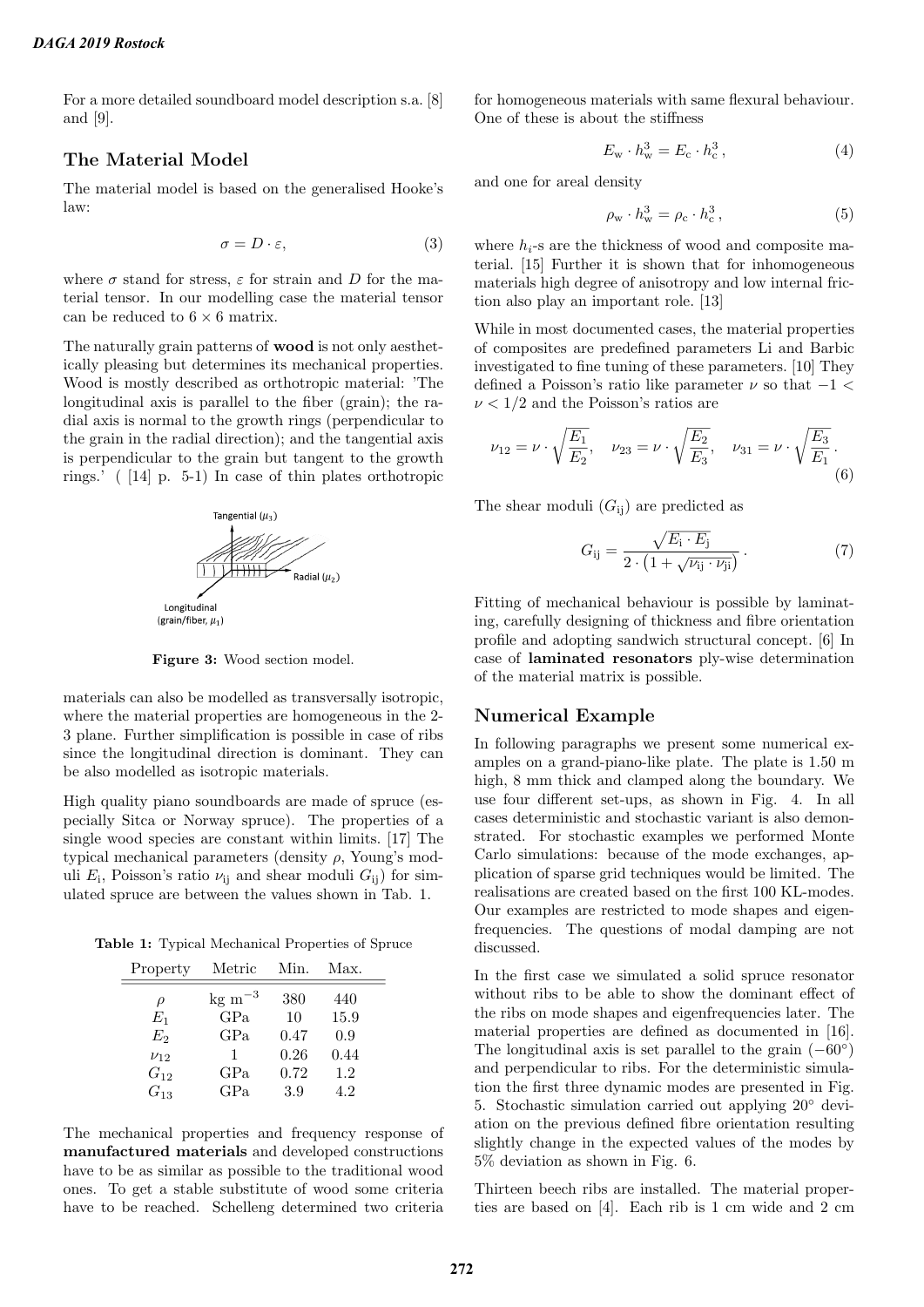For a more detailed soundboard model description s.a. [8] and [9].

## The Material Model

The material model is based on the generalised Hooke's law:

$$\sigma = D \cdot \varepsilon, \tag{3}$$

where $\sigma$ stand for stress, $\varepsilon$ for strain and $D$ for the material tensor. In our modelling case the material tensor can be reduced to $6 \times 6$ matrix.

The naturally grain patterns of **wood** is not only aesthetically pleasing but determines its mechanical properties. Wood is mostly described as orthotropic material: 'The longitudinal axis is parallel to the fiber (grain); the radial axis is normal to the growth rings (perpendicular to the grain in the radial direction); and the tangential axis is perpendicular to the grain but tangent to the growth rings.' ( [14] p. 5-1) In case of thin plates orthotropic materials can also be modelled as transversally isotropic, where the material properties are homogeneous in the 2-3 plane. Further simplification is possible in case of ribs since the longitudinal direction is dominant. They can be also modelled as isotropic materials.

**Figure 3:** Wood section model.

High quality piano soundboards are made of spruce (especially Sitca or Norway spruce). The properties of a single wood species are constant within limits. [17] The typical mechanical parameters (density $\rho$, Young's moduli $E_i$, Poisson's ratio $\nu_{ij}$ and shear moduli $G_{ij}$) for simulated spruce are between the values shown in Tab. 1.

**Table 1:** Typical Mechanical Properties of Spruce

| Property | Metric | Min. | Max. |
|---|---|---|---|
| $\rho$ | kg m$^{-3}$ | 380 | 440 |
| $E_1$ | GPa | 10 | 15.9 |
| $E_2$ | GPa | 0.47 | 0.9 |
| $\nu_{12}$ | 1 | 0.26 | 0.44 |
| $G_{12}$ | GPa | 0.72 | 1.2 |
| $G_{13}$ | GPa | 3.9 | 4.2 |

The mechanical properties and frequency response of **manufactured materials** and developed constructions have to be as similar as possible to the traditional wood ones. To get a stable substitute of wood some criteria have to be reached. Schelleng determined two criteria for homogeneous materials with same flexural behaviour. One of these is about the stiffness

$$E_\mathrm{w} \cdot h_\mathrm{w}^3 = E_\mathrm{c} \cdot h_\mathrm{c}^3, \tag{4}$$

and one for areal density

$$\rho_\mathrm{w} \cdot h_\mathrm{w}^3 = \rho_\mathrm{c} \cdot h_\mathrm{c}^3, \tag{5}$$

where $h_i$-s are the thickness of wood and composite material. [15] Further it is shown that for inhomogeneous materials high degree of anisotropy and low internal friction also play an important role. [13]

While in most documented cases, the material properties of composites are predefined parameters Li and Barbic investigated to fine tuning of these parameters. [10] They defined a Poisson's ratio like parameter $\nu$ so that $-1 < \nu < 1/2$ and the Poisson's ratios are

$$\nu_{12} = \nu \cdot \sqrt{\frac{E_1}{E_2}}, \quad \nu_{23} = \nu \cdot \sqrt{\frac{E_2}{E_3}}, \quad \nu_{31} = \nu \cdot \sqrt{\frac{E_3}{E_1}}. \tag{6}$$

The shear moduli ($G_{ij}$) are predicted as

$$G_{ij} = \frac{\sqrt{E_i \cdot E_j}}{2 \cdot \left(1 + \sqrt{\nu_{ij} \cdot \nu_{ji}}\right)}. \tag{7}$$

Fitting of mechanical behaviour is possible by laminating, carefully designing of thickness and fibre orientation profile and adopting sandwich structural concept. [6] In case of **laminated resonators** ply-wise determination of the material matrix is possible.

## Numerical Example

In following paragraphs we present some numerical examples on a grand-piano-like plate. The plate is 1.50 m high, 8 mm thick and clamped along the boundary. We use four different set-ups, as shown in Fig. 4. In all cases deterministic and stochastic variant is also demonstrated. For stochastic examples we performed Monte Carlo simulations: because of the mode exchanges, application of sparse grid techniques would be limited. The realisations are created based on the first 100 KL-modes. Our examples are restricted to mode shapes and eigenfrequencies. The questions of modal damping are not discussed.

In the first case we simulated a solid spruce resonator without ribs to be able to show the dominant effect of the ribs on mode shapes and eigenfrequencies later. The material properties are defined as documented in [16]. The longitudinal axis is set parallel to the grain ($-60^\circ$) and perpendicular to ribs. For the deterministic simulation the first three dynamic modes are presented in Fig. 5. Stochastic simulation carried out applying $20^\circ$ deviation on the previous defined fibre orientation resulting slightly change in the expected values of the modes by 5% deviation as shown in Fig. 6.

Thirteen beech ribs are installed. The material properties are based on [4]. Each rib is 1 cm wide and 2 cm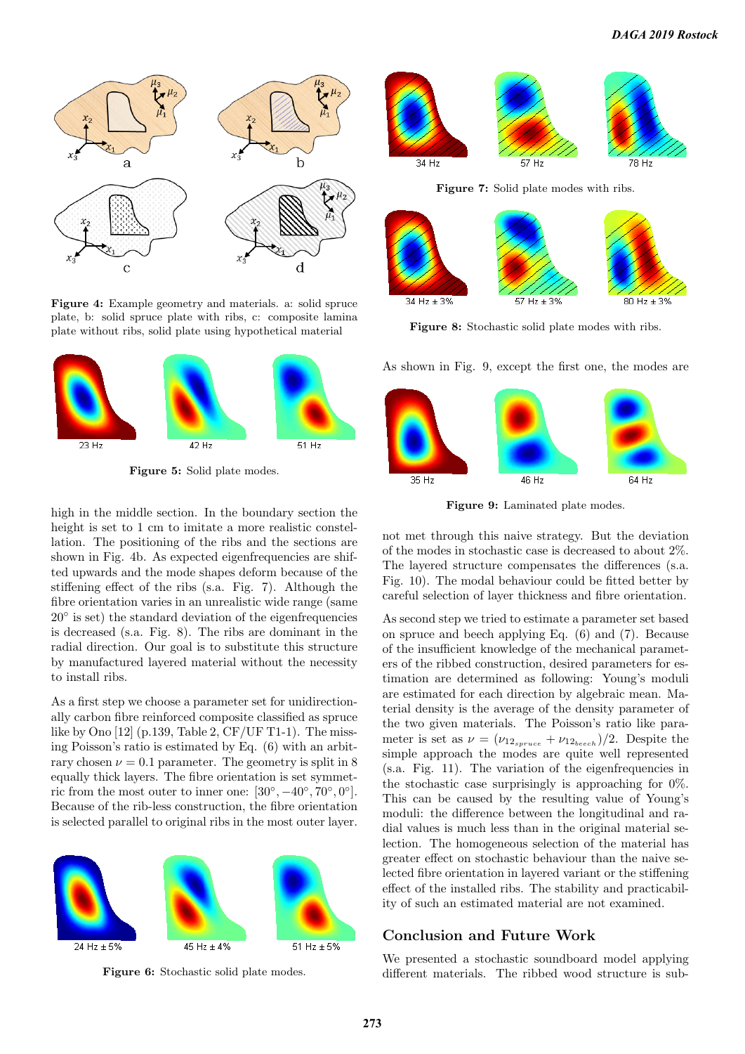Figure 4: Example geometry and materials. a: solid spruce plate, b: solid spruce plate with ribs, c: composite lamina plate without ribs, solid plate using hypothetical material

Figure 5: Solid plate modes.

high in the middle section. In the boundary section the height is set to 1 cm to imitate a more realistic constellation. The positioning of the ribs and the sections are shown in Fig. 4b. As expected eigenfrequencies are shifted upwards and the mode shapes deform because of the stiffening effect of the ribs (s.a. Fig. 7). Although the fibre orientation varies in an unrealistic wide range (same 20° is set) the standard deviation of the eigenfrequencies is decreased (s.a. Fig. 8). The ribs are dominant in the radial direction. Our goal is to substitute this structure by manufactured layered material without the necessity to install ribs.

As a first step we choose a parameter set for unidirectionally carbon fibre reinforced composite classified as spruce like by Ono [12] (p.139, Table 2, CF/UF T1-1). The missing Poisson's ratio is estimated by Eq. (6) with an arbitrary chosen $\nu = 0.1$ parameter. The geometry is split in 8 equally thick layers. The fibre orientation is set symmetric from the most outer to inner one: $[30°, -40°, 70°, 0°]$. Because of the rib-less construction, the fibre orientation is selected parallel to original ribs in the most outer layer.

Figure 6: Stochastic solid plate modes.

Figure 7: Solid plate modes with ribs.

Figure 8: Stochastic solid plate modes with ribs.

As shown in Fig. 9, except the first one, the modes are not met through this naive strategy. But the deviation of the modes in stochastic case is decreased to about 2%. The layered structure compensates the differences (s.a. Fig. 10). The modal behaviour could be fitted better by careful selection of layer thickness and fibre orientation.

Figure 9: Laminated plate modes.

As second step we tried to estimate a parameter set based on spruce and beech applying Eq. (6) and (7). Because of the insufficient knowledge of the mechanical parameters of the ribbed construction, desired parameters for estimation are determined as following: Young's moduli are estimated for each direction by algebraic mean. Material density is the average of the density parameter of the two given materials. The Poisson's ratio like parameter is set as $\nu = (\nu_{12_{spruce}} + \nu_{12_{beech}})/2$. Despite the simple approach the modes are quite well represented (s.a. Fig. 11). The variation of the eigenfrequencies in the stochastic case surprisingly is approaching for 0%. This can be caused by the resulting value of Young's moduli: the difference between the longitudinal and radial values is much less than in the original material selection. The homogeneous selection of the material has greater effect on stochastic behaviour than the naive selected fibre orientation in layered variant or the stiffening effect of the installed ribs. The stability and practicability of such an estimated material are not examined.

## Conclusion and Future Work

We presented a stochastic soundboard model applying different materials. The ribbed wood structure is sub-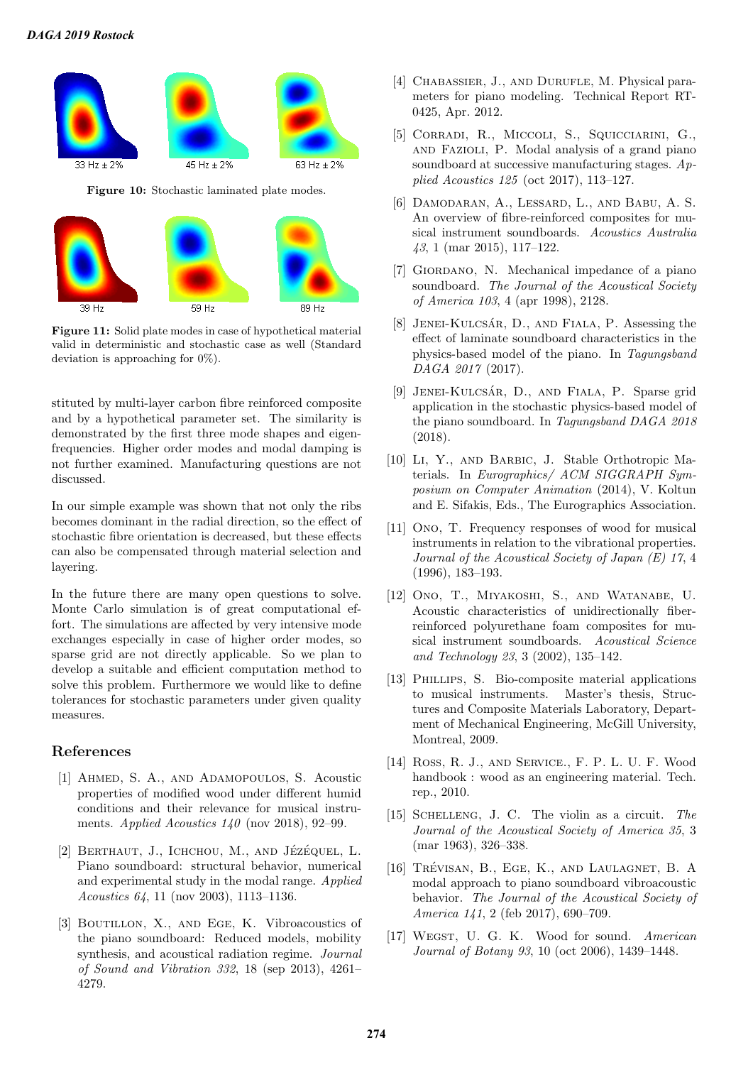33 Hz ± 2%

45 Hz ± 2%

63 Hz ± 2%

**Figure 10:** Stochastic laminated plate modes.

39 Hz

59 Hz

89 Hz

**Figure 11:** Solid plate modes in case of hypothetical material valid in deterministic and stochastic case as well (Standard deviation is approaching for 0%).

stituted by multi-layer carbon fibre reinforced composite and by a hypothetical parameter set. The similarity is demonstrated by the first three mode shapes and eigenfrequencies. Higher order modes and modal damping is not further examined. Manufacturing questions are not discussed.

In our simple example was shown that not only the ribs becomes dominant in the radial direction, so the effect of stochastic fibre orientation is decreased, but these effects can also be compensated through material selection and layering.

In the future there are many open questions to solve. Monte Carlo simulation is of great computational effort. The simulations are affected by very intensive mode exchanges especially in case of higher order modes, so sparse grid are not directly applicable. So we plan to develop a suitable and efficient computation method to solve this problem. Furthermore we would like to define tolerances for stochastic parameters under given quality measures.

## References

[1] Ahmed, S. A., and Adamopoulos, S. Acoustic properties of modified wood under different humid conditions and their relevance for musical instruments. *Applied Acoustics 140* (nov 2018), 92–99.

[2] Berthaut, J., Ichchou, M., and Jézéquel, L. Piano soundboard: structural behavior, numerical and experimental study in the modal range. *Applied Acoustics 64*, 11 (nov 2003), 1113–1136.

[3] Boutillon, X., and Ege, K. Vibroacoustics of the piano soundboard: Reduced models, mobility synthesis, and acoustical radiation regime. *Journal of Sound and Vibration 332*, 18 (sep 2013), 4261–4279.

[4] Chabassier, J., and Durufle, M. Physical parameters for piano modeling. Technical Report RT-0425, Apr. 2012.

[5] Corradi, R., Miccoli, S., Squicciarini, G., and Fazioli, P. Modal analysis of a grand piano soundboard at successive manufacturing stages. *Applied Acoustics 125* (oct 2017), 113–127.

[6] Damodaran, A., Lessard, L., and Babu, A. S. An overview of fibre-reinforced composites for musical instrument soundboards. *Acoustics Australia 43*, 1 (mar 2015), 117–122.

[7] Giordano, N. Mechanical impedance of a piano soundboard. *The Journal of the Acoustical Society of America 103*, 4 (apr 1998), 2128.

[8] Jenei-Kulcsár, D., and Fiala, P. Assessing the effect of laminate soundboard characteristics in the physics-based model of the piano. In *Tagungsband DAGA 2017* (2017).

[9] Jenei-Kulcsár, D., and Fiala, P. Sparse grid application in the stochastic physics-based model of the piano soundboard. In *Tagungsband DAGA 2018* (2018).

[10] Li, Y., and Barbic, J. Stable Orthotropic Materials. In *Eurographics/ ACM SIGGRAPH Symposium on Computer Animation* (2014), V. Koltun and E. Sifakis, Eds., The Eurographics Association.

[11] Ono, T. Frequency responses of wood for musical instruments in relation to the vibrational properties. *Journal of the Acoustical Society of Japan (E) 17*, 4 (1996), 183–193.

[12] Ono, T., Miyakoshi, S., and Watanabe, U. Acoustic characteristics of unidirectionally fiber-reinforced polyurethane foam composites for musical instrument soundboards. *Acoustical Science and Technology 23*, 3 (2002), 135–142.

[13] Phillips, S. Bio-composite material applications to musical instruments. Master's thesis, Structures and Composite Materials Laboratory, Department of Mechanical Engineering, McGill University, Montreal, 2009.

[14] Ross, R. J., and Service., F. P. L. U. F. Wood handbook : wood as an engineering material. Tech. rep., 2010.

[15] Schelleng, J. C. The violin as a circuit. *The Journal of the Acoustical Society of America 35*, 3 (mar 1963), 326–338.

[16] Trévisan, B., Ege, K., and Laulagnet, B. A modal approach to piano soundboard vibroacoustic behavior. *The Journal of the Acoustical Society of America 141*, 2 (feb 2017), 690–709.

[17] Wegst, U. G. K. Wood for sound. *American Journal of Botany 93*, 10 (oct 2006), 1439–1448.